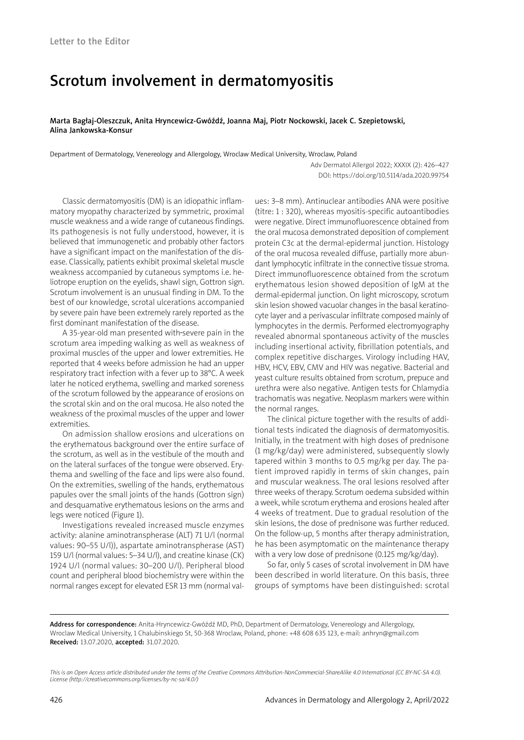Letter to the Editor

# Scrotum involvement in dermatomyositis

**Marta Bagłaj-Oleszczuk, Anita Hryncewicz-Gwóźdź, Joanna Maj, Piotr Nockowski, Jacek C. Szepietowski, Alina Jankowska-Konsur**

Department of Dermatology, Venereology and Allergology, Wroclaw Medical University, Wroclaw, Poland

Adv Dermatol Allergol 2022; XXXIX (2): 426–427
DOI: https://doi.org/10.5114/ada.2020.99754

Classic dermatomyositis (DM) is an idiopathic inflammatory myopathy characterized by symmetric, proximal muscle weakness and a wide range of cutaneous findings. Its pathogenesis is not fully understood, however, it is believed that immunogenetic and probably other factors have a significant impact on the manifestation of the disease. Classically, patients exhibit proximal skeletal muscle weakness accompanied by cutaneous symptoms i.e. heliotrope eruption on the eyelids, shawl sign, Gottron sign. Scrotum involvement is an unusual finding in DM. To the best of our knowledge, scrotal ulcerations accompanied by severe pain have been extremely rarely reported as the first dominant manifestation of the disease.

A 35-year-old man presented with severe pain in the scrotum area impeding walking as well as weakness of proximal muscles of the upper and lower extremities. He reported that 4 weeks before admission he had an upper respiratory tract infection with a fever up to 38°C. A week later he noticed erythema, swelling and marked soreness of the scrotum followed by the appearance of erosions on the scrotal skin and on the oral mucosa. He also noted the weakness of the proximal muscles of the upper and lower extremities.

On admission shallow erosions and ulcerations on the erythematous background over the entire surface of the scrotum, as well as in the vestibule of the mouth and on the lateral surfaces of the tongue were observed. Erythema and swelling of the face and lips were also found. On the extremities, swelling of the hands, erythematous papules over the small joints of the hands (Gottron sign) and desquamative erythematous lesions on the arms and legs were noticed (Figure 1).

Investigations revealed increased muscle enzymes activity: alanine aminotranspherase (ALT) 71 U/l (normal values: 90–55 U/l)), aspartate aminotranspherase (AST) 159 U/l (normal values: 5–34 U/l), and creatine kinase (CK) 1924 U/l (normal values: 30–200 U/l). Peripheral blood count and peripheral blood biochemistry were within the normal ranges except for elevated ESR 13 mm (normal values: 3–8 mm). Antinuclear antibodies ANA were positive (titre: 1 : 320), whereas myositis-specific autoantibodies were negative. Direct immunofluorescence obtained from the oral mucosa demonstrated deposition of complement protein C3c at the dermal-epidermal junction. Histology of the oral mucosa revealed diffuse, partially more abundant lymphocytic infiltrate in the connective tissue stroma. Direct immunofluorescence obtained from the scrotum erythematous lesion showed deposition of IgM at the dermal-epidermal junction. On light microscopy, scrotum skin lesion showed vacuolar changes in the basal keratinocyte layer and a perivascular infiltrate composed mainly of lymphocytes in the dermis. Performed electromyography revealed abnormal spontaneous activity of the muscles including insertional activity, fibrillation potentials, and complex repetitive discharges. Virology including HAV, HBV, HCV, EBV, CMV and HIV was negative. Bacterial and yeast culture results obtained from scrotum, prepuce and urethra were also negative. Antigen tests for Chlamydia trachomatis was negative. Neoplasm markers were within the normal ranges.

The clinical picture together with the results of additional tests indicated the diagnosis of dermatomyositis. Initially, in the treatment with high doses of prednisone (1 mg/kg/day) were administered, subsequently slowly tapered within 3 months to 0.5 mg/kg per day. The patient improved rapidly in terms of skin changes, pain and muscular weakness. The oral lesions resolved after three weeks of therapy. Scrotum oedema subsided within a week, while scrotum erythema and erosions healed after 4 weeks of treatment. Due to gradual resolution of the skin lesions, the dose of prednisone was further reduced. On the follow-up, 5 months after therapy administration, he has been asymptomatic on the maintenance therapy with a very low dose of prednisone (0.125 mg/kg/day).

So far, only 5 cases of scrotal involvement in DM have been described in world literature. On this basis, three groups of symptoms have been distinguished: scrotal

**Address for correspondence:** Anita-Hryncewicz-Gwóźdź MD, PhD, Department of Dermatology, Venereology and Allergology, Wroclaw Medical University, 1 Chalubinskiego St, 50-368 Wroclaw, Poland, phone: +48 608 635 123, e-mail: anhryn@gmail.com
**Received:** 13.07.2020, **accepted:** 31.07.2020.

*This is an Open Access article distributed under the terms of the Creative Commons Attribution-NonCommercial-ShareAlike 4.0 International (CC BY-NC-SA 4.0). License (http://creativecommons.org/licenses/by-nc-sa/4.0/)*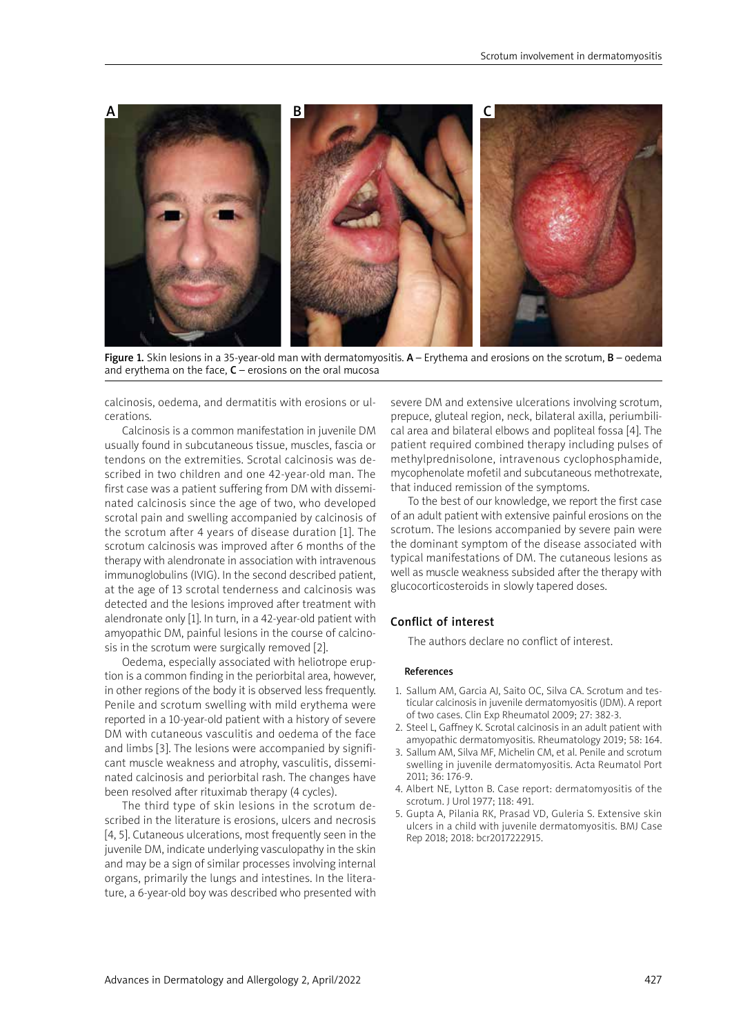Figure 1. Skin lesions in a 35-year-old man with dermatomyositis. **A** – Erythema and erosions on the scrotum, **B** – oedema and erythema on the face, **C** – erosions on the oral mucosa

calcinosis, oedema, and dermatitis with erosions or ulcerations.

Calcinosis is a common manifestation in juvenile DM usually found in subcutaneous tissue, muscles, fascia or tendons on the extremities. Scrotal calcinosis was described in two children and one 42-year-old man. The first case was a patient suffering from DM with disseminated calcinosis since the age of two, who developed scrotal pain and swelling accompanied by calcinosis of the scrotum after 4 years of disease duration [1]. The scrotum calcinosis was improved after 6 months of the therapy with alendronate in association with intravenous immunoglobulins (IVIG). In the second described patient, at the age of 13 scrotal tenderness and calcinosis was detected and the lesions improved after treatment with alendronate only [1]. In turn, in a 42-year-old patient with amyopathic DM, painful lesions in the course of calcinosis in the scrotum were surgically removed [2].

Oedema, especially associated with heliotrope eruption is a common finding in the periorbital area, however, in other regions of the body it is observed less frequently. Penile and scrotum swelling with mild erythema were reported in a 10-year-old patient with a history of severe DM with cutaneous vasculitis and oedema of the face and limbs [3]. The lesions were accompanied by significant muscle weakness and atrophy, vasculitis, disseminated calcinosis and periorbital rash. The changes have been resolved after rituximab therapy (4 cycles).

The third type of skin lesions in the scrotum described in the literature is erosions, ulcers and necrosis [4, 5]. Cutaneous ulcerations, most frequently seen in the juvenile DM, indicate underlying vasculopathy in the skin and may be a sign of similar processes involving internal organs, primarily the lungs and intestines. In the literature, a 6-year-old boy was described who presented with severe DM and extensive ulcerations involving scrotum, prepuce, gluteal region, neck, bilateral axilla, periumbilical area and bilateral elbows and popliteal fossa [4]. The patient required combined therapy including pulses of methylprednisolone, intravenous cyclophosphamide, mycophenolate mofetil and subcutaneous methotrexate, that induced remission of the symptoms.

To the best of our knowledge, we report the first case of an adult patient with extensive painful erosions on the scrotum. The lesions accompanied by severe pain were the dominant symptom of the disease associated with typical manifestations of DM. The cutaneous lesions as well as muscle weakness subsided after the therapy with glucocorticosteroids in slowly tapered doses.

## Conflict of interest

The authors declare no conflict of interest.

### References

1. Sallum AM, Garcia AJ, Saito OC, Silva CA. Scrotum and testicular calcinosis in juvenile dermatomyositis (JDM). A report of two cases. Clin Exp Rheumatol 2009; 27: 382-3.
2. Steel L, Gaffney K. Scrotal calcinosis in an adult patient with amyopathic dermatomyositis. Rheumatology 2019; 58: 164.
3. Sallum AM, Silva MF, Michelin CM, et al. Penile and scrotum swelling in juvenile dermatomyositis. Acta Reumatol Port 2011; 36: 176-9.
4. Albert NE, Lytton B. Case report: dermatomyositis of the scrotum. J Urol 1977; 118: 491.
5. Gupta A, Pilania RK, Prasad VD, Guleria S. Extensive skin ulcers in a child with juvenile dermatomyositis. BMJ Case Rep 2018; 2018: bcr2017222915.